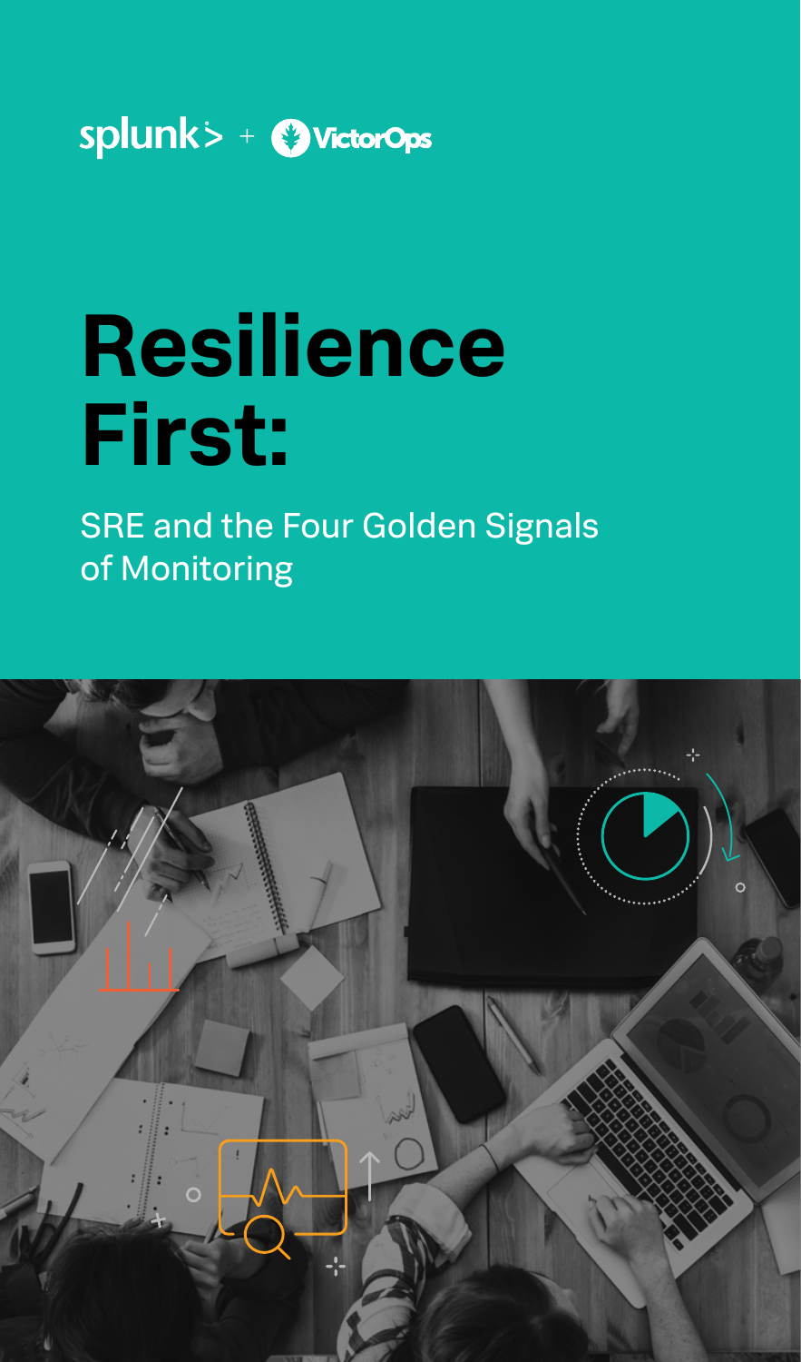splunk> + VictorOps

# Resilience First:

## SRE and the Four Golden Signals of Monitoring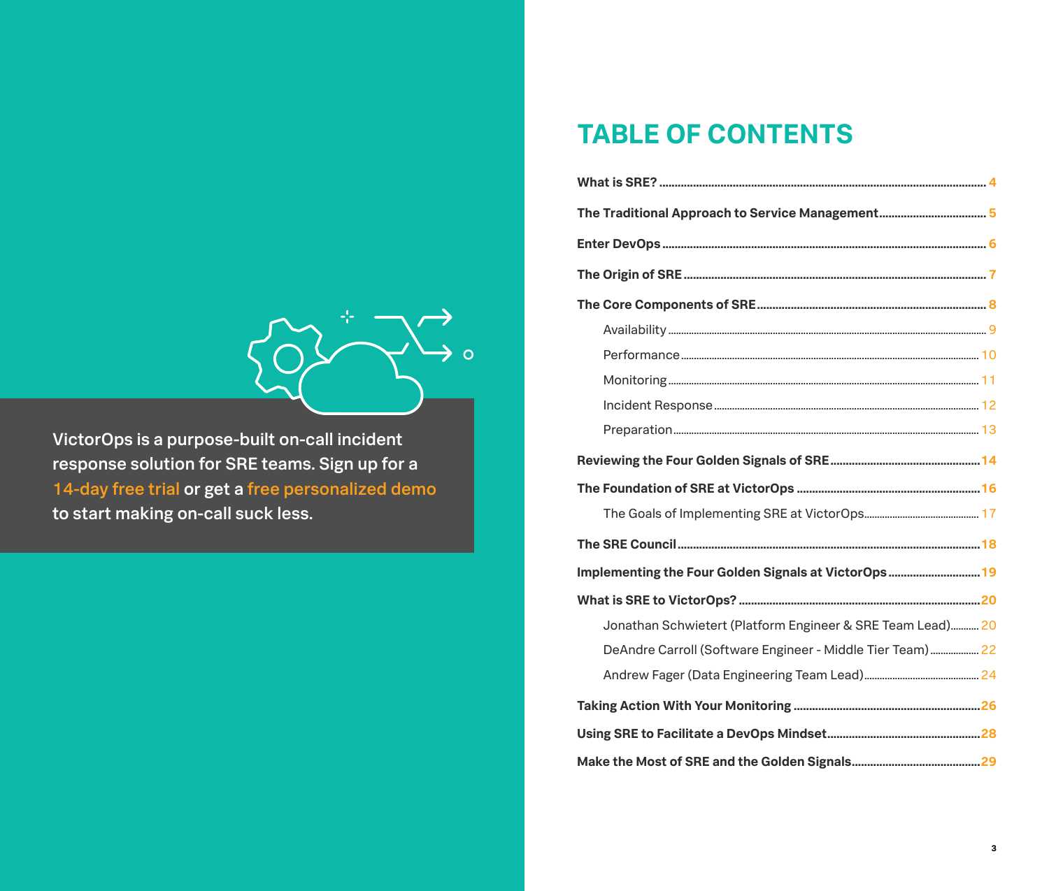VictorOps is a purpose-built on-call incident response solution for SRE teams. Sign up for a 14-day free trial or get a free personalized demo to start making on-call suck less.

# TABLE OF CONTENTS

- **What is SRE?** .......... 4
- **The Traditional Approach to Service Management** .......... 5
- **Enter DevOps** .......... 6
- **The Origin of SRE** .......... 7
- **The Core Components of SRE** .......... 8
  - Availability .......... 9
  - Performance .......... 10
  - Monitoring .......... 11
  - Incident Response .......... 12
  - Preparation .......... 13
- **Reviewing the Four Golden Signals of SRE** .......... 14
- **The Foundation of SRE at VictorOps** .......... 16
  - The Goals of Implementing SRE at VictorOps .......... 17
- **The SRE Council** .......... 18
- **Implementing the Four Golden Signals at VictorOps** .......... 19
- **What is SRE to VictorOps?** .......... 20
  - Jonathan Schwietert (Platform Engineer & SRE Team Lead) .......... 20
  - DeAndre Carroll (Software Engineer - Middle Tier Team) .......... 22
  - Andrew Fager (Data Engineering Team Lead) .......... 24
- **Taking Action With Your Monitoring** .......... 26
- **Using SRE to Facilitate a DevOps Mindset** .......... 28
- **Make the Most of SRE and the Golden Signals** .......... 29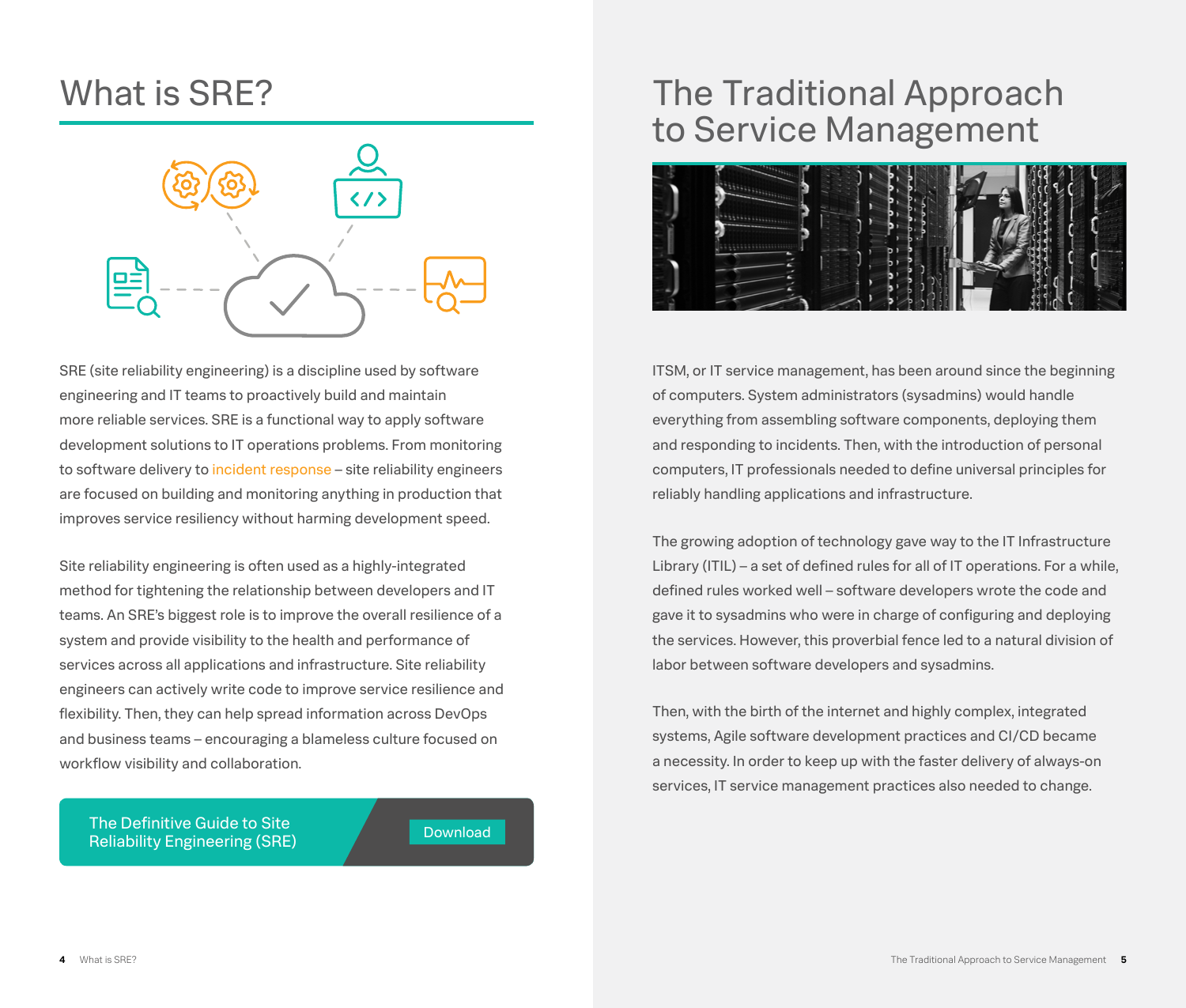# What is SRE?

SRE (site reliability engineering) is a discipline used by software engineering and IT teams to proactively build and maintain more reliable services. SRE is a functional way to apply software development solutions to IT operations problems. From monitoring to software delivery to incident response – site reliability engineers are focused on building and monitoring anything in production that improves service resiliency without harming development speed.

Site reliability engineering is often used as a highly-integrated method for tightening the relationship between developers and IT teams. An SRE's biggest role is to improve the overall resilience of a system and provide visibility to the health and performance of services across all applications and infrastructure. Site reliability engineers can actively write code to improve service resilience and flexibility. Then, they can help spread information across DevOps and business teams – encouraging a blameless culture focused on workflow visibility and collaboration.

The Definitive Guide to Site Reliability Engineering (SRE)

Download

# The Traditional Approach to Service Management

ITSM, or IT service management, has been around since the beginning of computers. System administrators (sysadmins) would handle everything from assembling software components, deploying them and responding to incidents. Then, with the introduction of personal computers, IT professionals needed to define universal principles for reliably handling applications and infrastructure.

The growing adoption of technology gave way to the IT Infrastructure Library (ITIL) – a set of defined rules for all of IT operations. For a while, defined rules worked well – software developers wrote the code and gave it to sysadmins who were in charge of configuring and deploying the services. However, this proverbial fence led to a natural division of labor between software developers and sysadmins.

Then, with the birth of the internet and highly complex, integrated systems, Agile software development practices and CI/CD became a necessity. In order to keep up with the faster delivery of always-on services, IT service management practices also needed to change.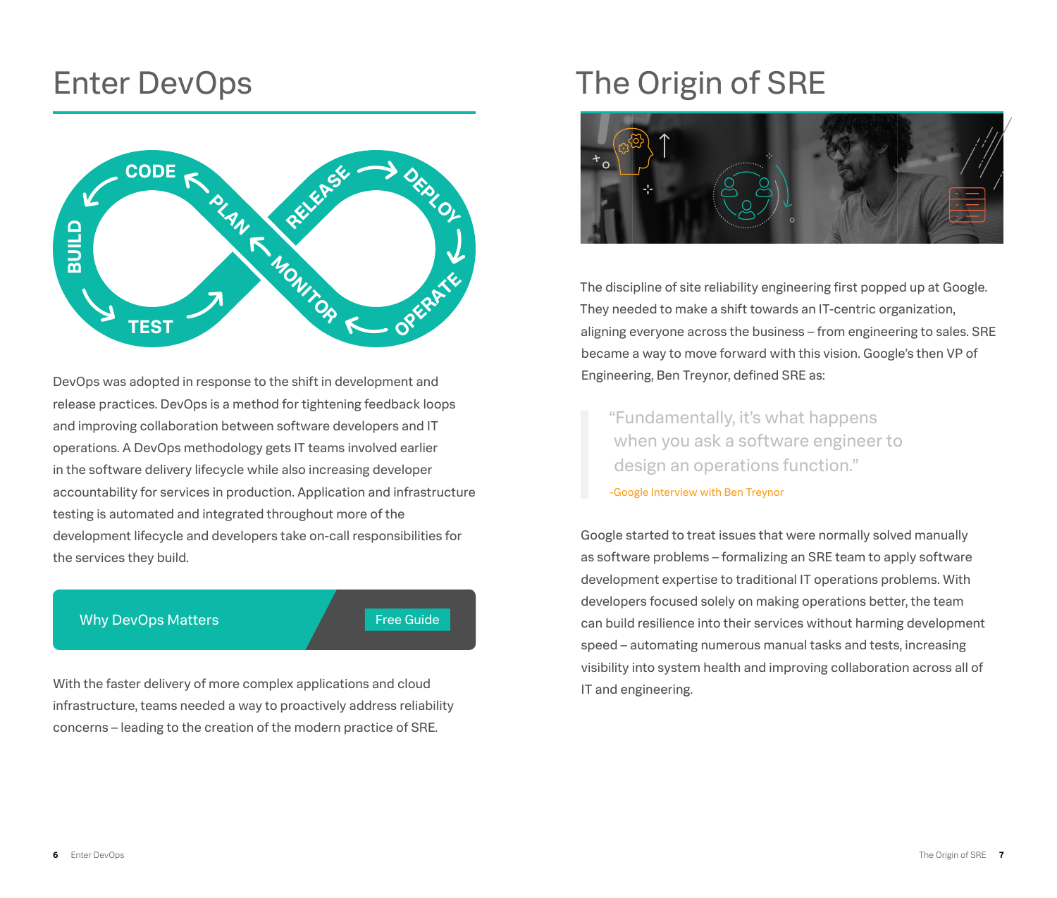# Enter DevOps

DevOps was adopted in response to the shift in development and release practices. DevOps is a method for tightening feedback loops and improving collaboration between software developers and IT operations. A DevOps methodology gets IT teams involved earlier in the software delivery lifecycle while also increasing developer accountability for services in production. Application and infrastructure testing is automated and integrated throughout more of the development lifecycle and developers take on-call responsibilities for the services they build.

Why DevOps Matters — Free Guide

With the faster delivery of more complex applications and cloud infrastructure, teams needed a way to proactively address reliability concerns – leading to the creation of the modern practice of SRE.

# The Origin of SRE

The discipline of site reliability engineering first popped up at Google. They needed to make a shift towards an IT-centric organization, aligning everyone across the business – from engineering to sales. SRE became a way to move forward with this vision. Google's then VP of Engineering, Ben Treynor, defined SRE as:

> "Fundamentally, it's what happens when you ask a software engineer to design an operations function."
>
> -Google Interview with Ben Treynor

Google started to treat issues that were normally solved manually as software problems – formalizing an SRE team to apply software development expertise to traditional IT operations problems. With developers focused solely on making operations better, the team can build resilience into their services without harming development speed – automating numerous manual tasks and tests, increasing visibility into system health and improving collaboration across all of IT and engineering.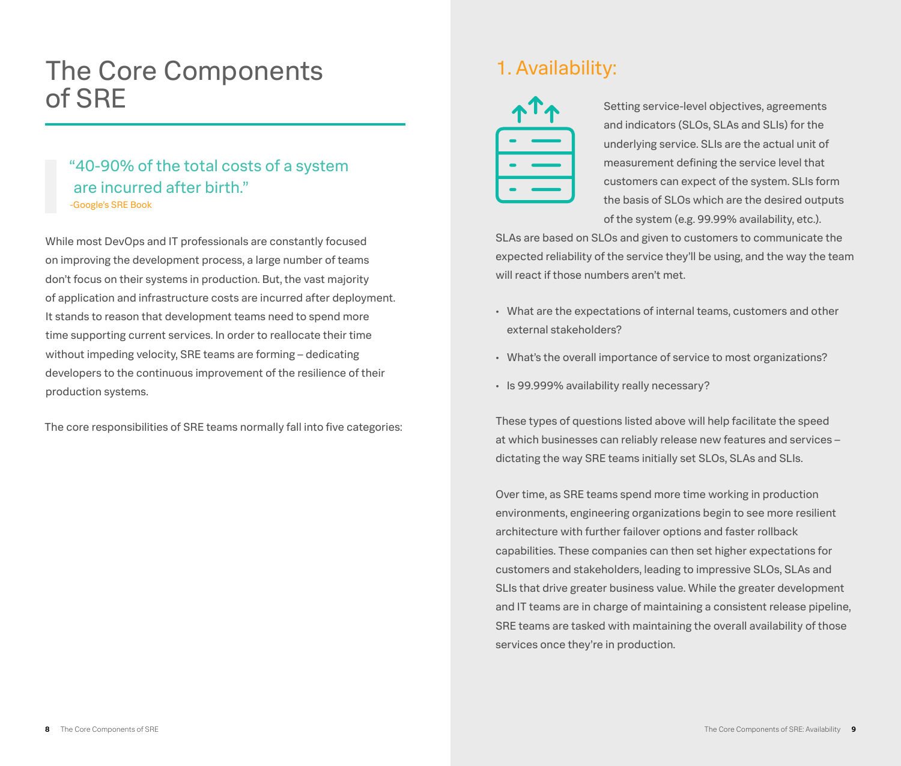# The Core Components of SRE

> "40-90% of the total costs of a system are incurred after birth."
> -Google's SRE Book

While most DevOps and IT professionals are constantly focused on improving the development process, a large number of teams don't focus on their systems in production. But, the vast majority of application and infrastructure costs are incurred after deployment. It stands to reason that development teams need to spend more time supporting current services. In order to reallocate their time without impeding velocity, SRE teams are forming – dedicating developers to the continuous improvement of the resilience of their production systems.

The core responsibilities of SRE teams normally fall into five categories:

## 1. Availability:

Setting service-level objectives, agreements and indicators (SLOs, SLAs and SLIs) for the underlying service. SLIs are the actual unit of measurement defining the service level that customers can expect of the system. SLIs form the basis of SLOs which are the desired outputs of the system (e.g. 99.99% availability, etc.). SLAs are based on SLOs and given to customers to communicate the expected reliability of the service they'll be using, and the way the team will react if those numbers aren't met.

- What are the expectations of internal teams, customers and other external stakeholders?
- What's the overall importance of service to most organizations?
- Is 99.999% availability really necessary?

These types of questions listed above will help facilitate the speed at which businesses can reliably release new features and services – dictating the way SRE teams initially set SLOs, SLAs and SLIs.

Over time, as SRE teams spend more time working in production environments, engineering organizations begin to see more resilient architecture with further failover options and faster rollback capabilities. These companies can then set higher expectations for customers and stakeholders, leading to impressive SLOs, SLAs and SLIs that drive greater business value. While the greater development and IT teams are in charge of maintaining a consistent release pipeline, SRE teams are tasked with maintaining the overall availability of those services once they're in production.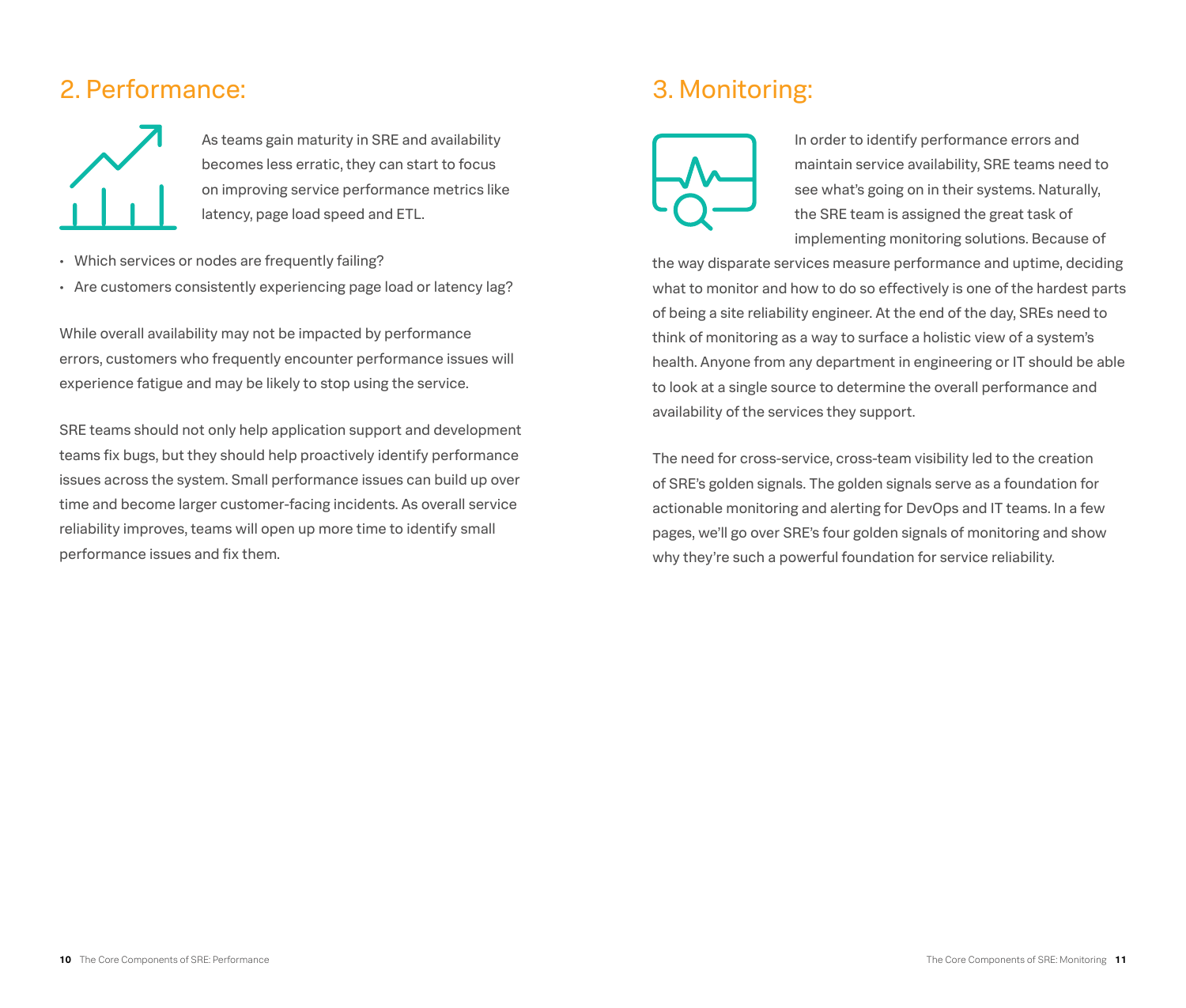## 2. Performance:

As teams gain maturity in SRE and availability becomes less erratic, they can start to focus on improving service performance metrics like latency, page load speed and ETL.

- Which services or nodes are frequently failing?
- Are customers consistently experiencing page load or latency lag?

While overall availability may not be impacted by performance errors, customers who frequently encounter performance issues will experience fatigue and may be likely to stop using the service.

SRE teams should not only help application support and development teams fix bugs, but they should help proactively identify performance issues across the system. Small performance issues can build up over time and become larger customer-facing incidents. As overall service reliability improves, teams will open up more time to identify small performance issues and fix them.

## 3. Monitoring:

In order to identify performance errors and maintain service availability, SRE teams need to see what's going on in their systems. Naturally, the SRE team is assigned the great task of implementing monitoring solutions. Because of the way disparate services measure performance and uptime, deciding what to monitor and how to do so effectively is one of the hardest parts of being a site reliability engineer. At the end of the day, SREs need to think of monitoring as a way to surface a holistic view of a system's health. Anyone from any department in engineering or IT should be able to look at a single source to determine the overall performance and availability of the services they support.

The need for cross-service, cross-team visibility led to the creation of SRE's golden signals. The golden signals serve as a foundation for actionable monitoring and alerting for DevOps and IT teams. In a few pages, we'll go over SRE's four golden signals of monitoring and show why they're such a powerful foundation for service reliability.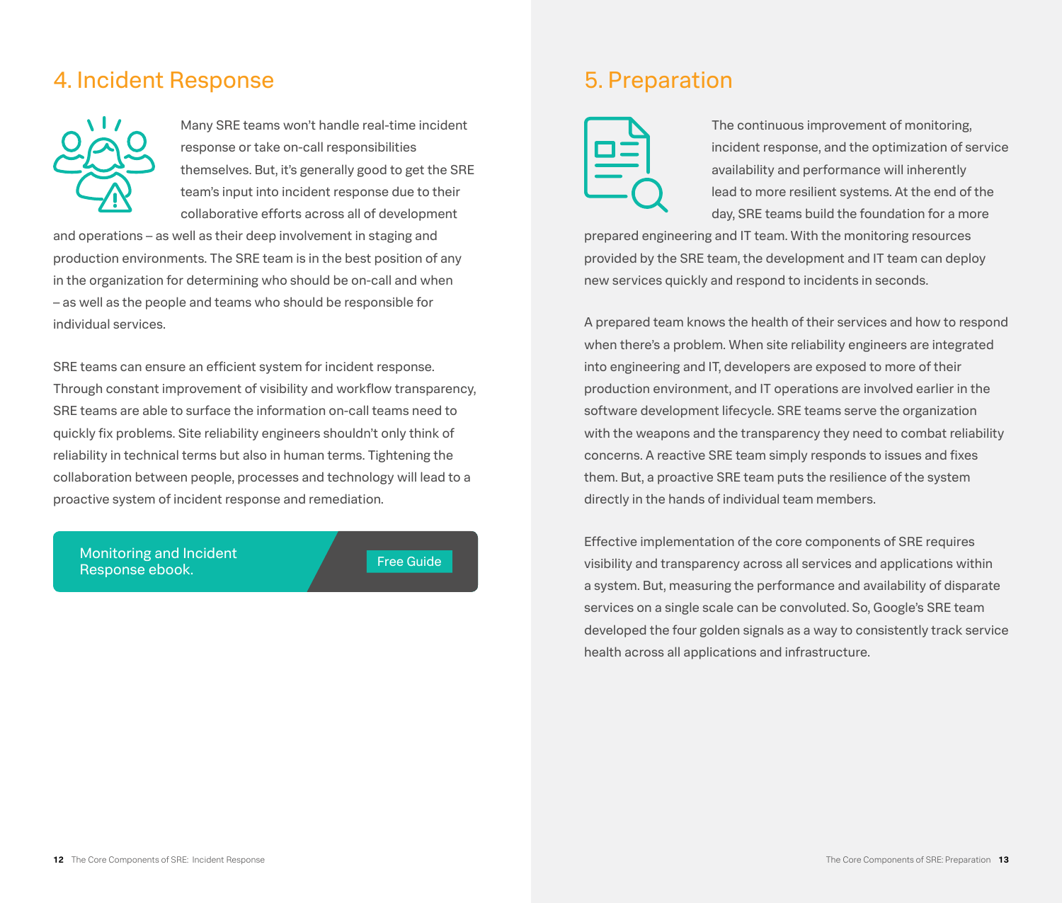## 4. Incident Response

Many SRE teams won't handle real-time incident response or take on-call responsibilities themselves. But, it's generally good to get the SRE team's input into incident response due to their collaborative efforts across all of development and operations – as well as their deep involvement in staging and production environments. The SRE team is in the best position of any in the organization for determining who should be on-call and when – as well as the people and teams who should be responsible for individual services.

SRE teams can ensure an efficient system for incident response. Through constant improvement of visibility and workflow transparency, SRE teams are able to surface the information on-call teams need to quickly fix problems. Site reliability engineers shouldn't only think of reliability in technical terms but also in human terms. Tightening the collaboration between people, processes and technology will lead to a proactive system of incident response and remediation.

Monitoring and Incident Response ebook. Free Guide

## 5. Preparation

The continuous improvement of monitoring, incident response, and the optimization of service availability and performance will inherently lead to more resilient systems. At the end of the day, SRE teams build the foundation for a more prepared engineering and IT team. With the monitoring resources provided by the SRE team, the development and IT team can deploy new services quickly and respond to incidents in seconds.

A prepared team knows the health of their services and how to respond when there's a problem. When site reliability engineers are integrated into engineering and IT, developers are exposed to more of their production environment, and IT operations are involved earlier in the software development lifecycle. SRE teams serve the organization with the weapons and the transparency they need to combat reliability concerns. A reactive SRE team simply responds to issues and fixes them. But, a proactive SRE team puts the resilience of the system directly in the hands of individual team members.

Effective implementation of the core components of SRE requires visibility and transparency across all services and applications within a system. But, measuring the performance and availability of disparate services on a single scale can be convoluted. So, Google's SRE team developed the four golden signals as a way to consistently track service health across all applications and infrastructure.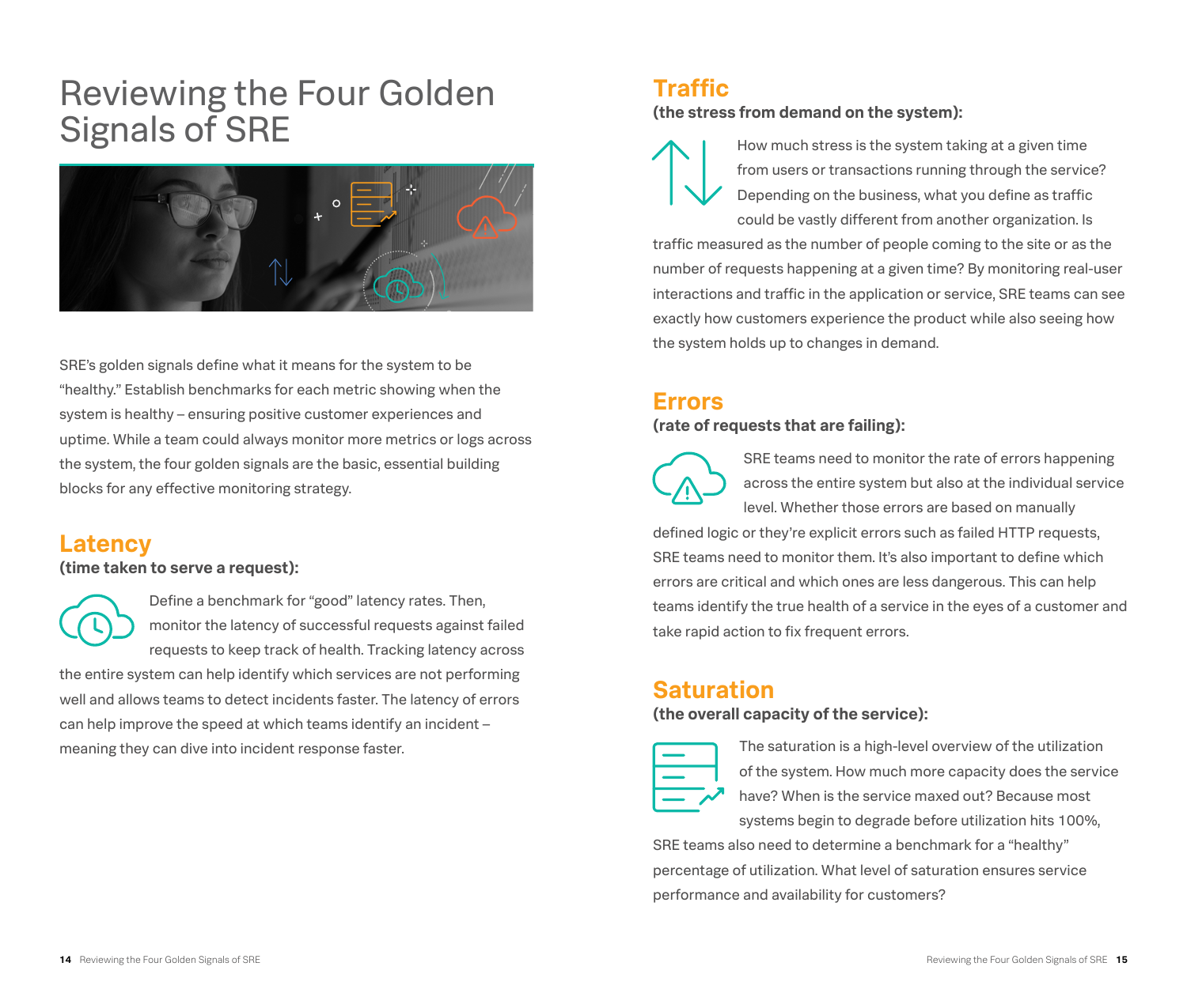# Reviewing the Four Golden Signals of SRE

SRE's golden signals define what it means for the system to be "healthy." Establish benchmarks for each metric showing when the system is healthy – ensuring positive customer experiences and uptime. While a team could always monitor more metrics or logs across the system, the four golden signals are the basic, essential building blocks for any effective monitoring strategy.

## Latency

**(time taken to serve a request):**

Define a benchmark for "good" latency rates. Then, monitor the latency of successful requests against failed requests to keep track of health. Tracking latency across the entire system can help identify which services are not performing well and allows teams to detect incidents faster. The latency of errors can help improve the speed at which teams identify an incident – meaning they can dive into incident response faster.

## Traffic

**(the stress from demand on the system):**

How much stress is the system taking at a given time from users or transactions running through the service? Depending on the business, what you define as traffic could be vastly different from another organization. Is traffic measured as the number of people coming to the site or as the number of requests happening at a given time? By monitoring real-user interactions and traffic in the application or service, SRE teams can see exactly how customers experience the product while also seeing how the system holds up to changes in demand.

## Errors

**(rate of requests that are failing):**

SRE teams need to monitor the rate of errors happening across the entire system but also at the individual service level. Whether those errors are based on manually defined logic or they're explicit errors such as failed HTTP requests, SRE teams need to monitor them. It's also important to define which errors are critical and which ones are less dangerous. This can help teams identify the true health of a service in the eyes of a customer and take rapid action to fix frequent errors.

## Saturation

**(the overall capacity of the service):**

The saturation is a high-level overview of the utilization of the system. How much more capacity does the service have? When is the service maxed out? Because most systems begin to degrade before utilization hits 100%, SRE teams also need to determine a benchmark for a "healthy" percentage of utilization. What level of saturation ensures service performance and availability for customers?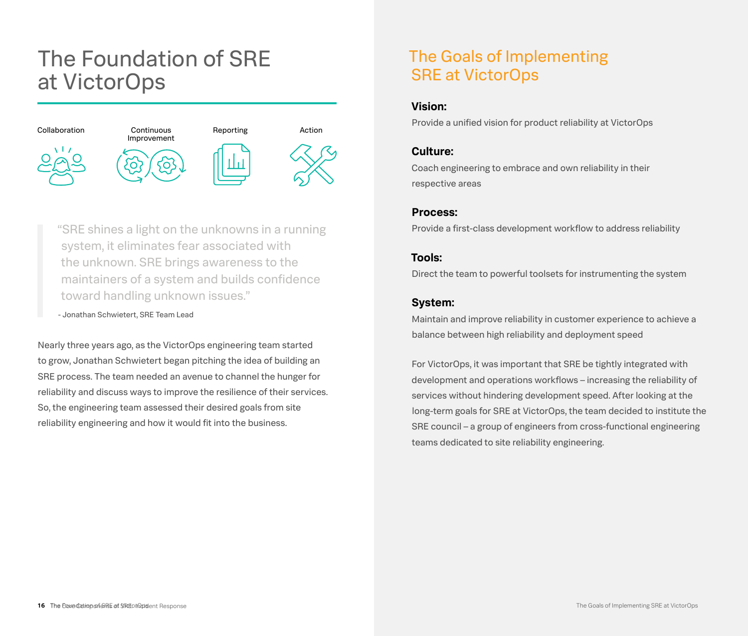# The Foundation of SRE at VictorOps

Collaboration | Continuous Improvement | Reporting | Action

> "SRE shines a light on the unknowns in a running system, it eliminates fear associated with the unknown. SRE brings awareness to the maintainers of a system and builds confidence toward handling unknown issues."
>
> - Jonathan Schwietert, SRE Team Lead

Nearly three years ago, as the VictorOps engineering team started to grow, Jonathan Schwietert began pitching the idea of building an SRE process. The team needed an avenue to channel the hunger for reliability and discuss ways to improve the resilience of their services. So, the engineering team assessed their desired goals from site reliability engineering and how it would fit into the business.

## The Goals of Implementing SRE at VictorOps

**Vision:**

Provide a unified vision for product reliability at VictorOps

**Culture:**

Coach engineering to embrace and own reliability in their respective areas

**Process:**

Provide a first-class development workflow to address reliability

**Tools:**

Direct the team to powerful toolsets for instrumenting the system

**System:**

Maintain and improve reliability in customer experience to achieve a balance between high reliability and deployment speed

For VictorOps, it was important that SRE be tightly integrated with development and operations workflows – increasing the reliability of services without hindering development speed. After looking at the long-term goals for SRE at VictorOps, the team decided to institute the SRE council – a group of engineers from cross-functional engineering teams dedicated to site reliability engineering.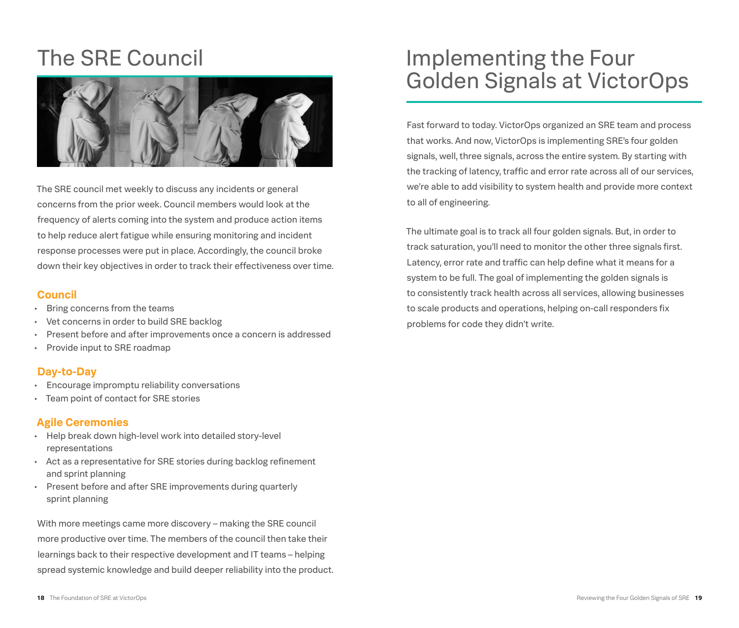# The SRE Council

The SRE council met weekly to discuss any incidents or general concerns from the prior week. Council members would look at the frequency of alerts coming into the system and produce action items to help reduce alert fatigue while ensuring monitoring and incident response processes were put in place. Accordingly, the council broke down their key objectives in order to track their effectiveness over time.

### Council

- Bring concerns from the teams
- Vet concerns in order to build SRE backlog
- Present before and after improvements once a concern is addressed
- Provide input to SRE roadmap

### Day-to-Day

- Encourage impromptu reliability conversations
- Team point of contact for SRE stories

### Agile Ceremonies

- Help break down high-level work into detailed story-level representations
- Act as a representative for SRE stories during backlog refinement and sprint planning
- Present before and after SRE improvements during quarterly sprint planning

With more meetings came more discovery – making the SRE council more productive over time. The members of the council then take their learnings back to their respective development and IT teams – helping spread systemic knowledge and build deeper reliability into the product.

# Implementing the Four Golden Signals at VictorOps

Fast forward to today. VictorOps organized an SRE team and process that works. And now, VictorOps is implementing SRE's four golden signals, well, three signals, across the entire system. By starting with the tracking of latency, traffic and error rate across all of our services, we're able to add visibility to system health and provide more context to all of engineering.

The ultimate goal is to track all four golden signals. But, in order to track saturation, you'll need to monitor the other three signals first. Latency, error rate and traffic can help define what it means for a system to be full. The goal of implementing the golden signals is to consistently track health across all services, allowing businesses to scale products and operations, helping on-call responders fix problems for code they didn't write.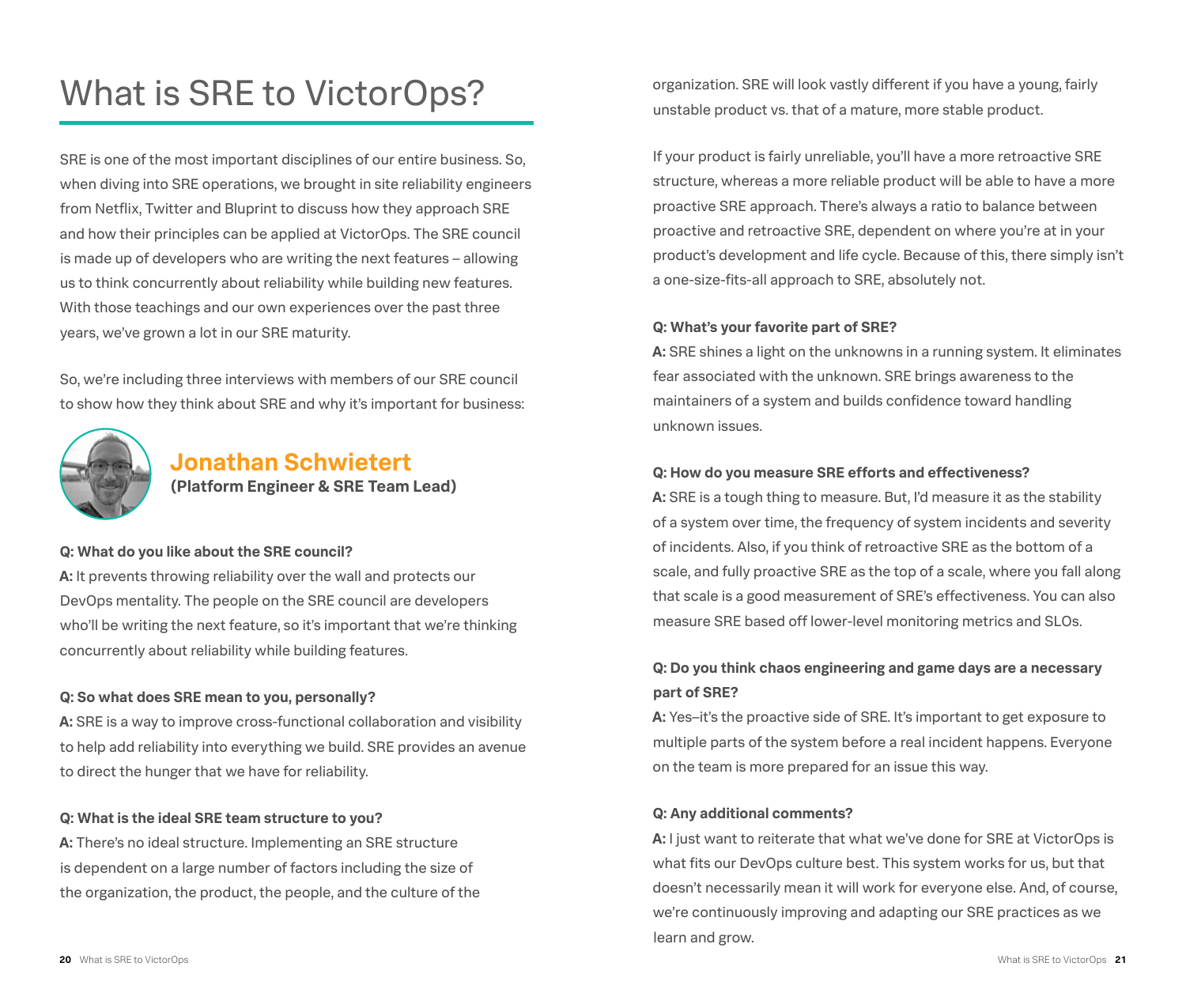# What is SRE to VictorOps?

SRE is one of the most important disciplines of our entire business. So, when diving into SRE operations, we brought in site reliability engineers from Netflix, Twitter and Bluprint to discuss how they approach SRE and how their principles can be applied at VictorOps. The SRE council is made up of developers who are writing the next features – allowing us to think concurrently about reliability while building new features. With those teachings and our own experiences over the past three years, we've grown a lot in our SRE maturity.

So, we're including three interviews with members of our SRE council to show how they think about SRE and why it's important for business:

## Jonathan Schwietert

**(Platform Engineer & SRE Team Lead)**

**Q: What do you like about the SRE council?**

**A:** It prevents throwing reliability over the wall and protects our DevOps mentality. The people on the SRE council are developers who'll be writing the next feature, so it's important that we're thinking concurrently about reliability while building features.

**Q: So what does SRE mean to you, personally?**

**A:** SRE is a way to improve cross-functional collaboration and visibility to help add reliability into everything we build. SRE provides an avenue to direct the hunger that we have for reliability.

**Q: What is the ideal SRE team structure to you?**

**A:** There's no ideal structure. Implementing an SRE structure is dependent on a large number of factors including the size of the organization, the product, the people, and the culture of the organization. SRE will look vastly different if you have a young, fairly unstable product vs. that of a mature, more stable product.

If your product is fairly unreliable, you'll have a more retroactive SRE structure, whereas a more reliable product will be able to have a more proactive SRE approach. There's always a ratio to balance between proactive and retroactive SRE, dependent on where you're at in your product's development and life cycle. Because of this, there simply isn't a one-size-fits-all approach to SRE, absolutely not.

**Q: What's your favorite part of SRE?**

**A:** SRE shines a light on the unknowns in a running system. It eliminates fear associated with the unknown. SRE brings awareness to the maintainers of a system and builds confidence toward handling unknown issues.

**Q: How do you measure SRE efforts and effectiveness?**

**A:** SRE is a tough thing to measure. But, I'd measure it as the stability of a system over time, the frequency of system incidents and severity of incidents. Also, if you think of retroactive SRE as the bottom of a scale, and fully proactive SRE as the top of a scale, where you fall along that scale is a good measurement of SRE's effectiveness. You can also measure SRE based off lower-level monitoring metrics and SLOs.

**Q: Do you think chaos engineering and game days are a necessary part of SRE?**

**A:** Yes–it's the proactive side of SRE. It's important to get exposure to multiple parts of the system before a real incident happens. Everyone on the team is more prepared for an issue this way.

**Q: Any additional comments?**

**A:** I just want to reiterate that what we've done for SRE at VictorOps is what fits our DevOps culture best. This system works for us, but that doesn't necessarily mean it will work for everyone else. And, of course, we're continuously improving and adapting our SRE practices as we learn and grow.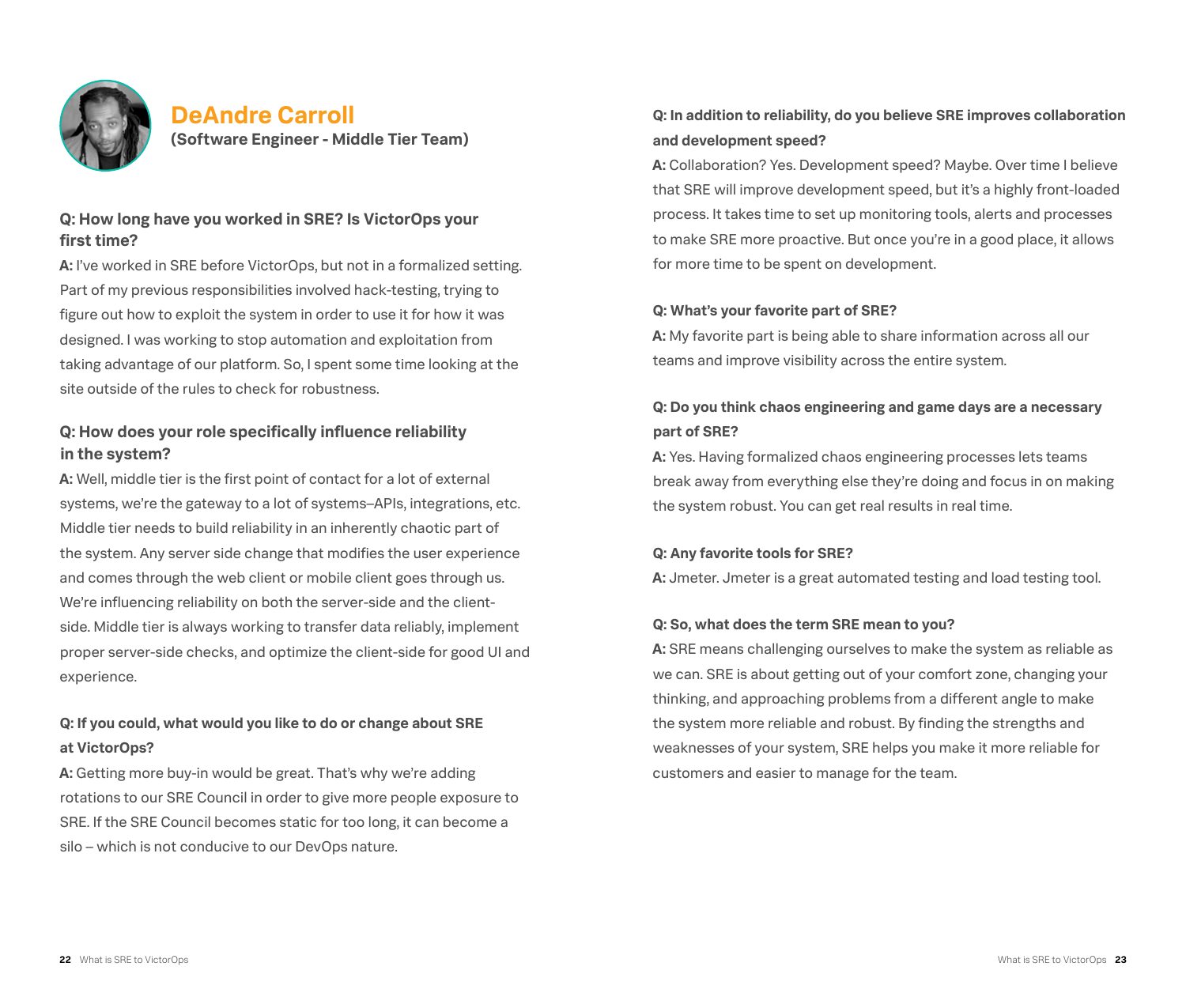## DeAndre Carroll

**(Software Engineer - Middle Tier Team)**

### Q: How long have you worked in SRE? Is VictorOps your first time?

**A:** I've worked in SRE before VictorOps, but not in a formalized setting. Part of my previous responsibilities involved hack-testing, trying to figure out how to exploit the system in order to use it for how it was designed. I was working to stop automation and exploitation from taking advantage of our platform. So, I spent some time looking at the site outside of the rules to check for robustness.

### Q: How does your role specifically influence reliability in the system?

**A:** Well, middle tier is the first point of contact for a lot of external systems, we're the gateway to a lot of systems–APIs, integrations, etc. Middle tier needs to build reliability in an inherently chaotic part of the system. Any server side change that modifies the user experience and comes through the web client or mobile client goes through us. We're influencing reliability on both the server-side and the client-side. Middle tier is always working to transfer data reliably, implement proper server-side checks, and optimize the client-side for good UI and experience.

### Q: If you could, what would you like to do or change about SRE at VictorOps?

**A:** Getting more buy-in would be great. That's why we're adding rotations to our SRE Council in order to give more people exposure to SRE. If the SRE Council becomes static for too long, it can become a silo – which is not conducive to our DevOps nature.

### Q: In addition to reliability, do you believe SRE improves collaboration and development speed?

**A:** Collaboration? Yes. Development speed? Maybe. Over time I believe that SRE will improve development speed, but it's a highly front-loaded process. It takes time to set up monitoring tools, alerts and processes to make SRE more proactive. But once you're in a good place, it allows for more time to be spent on development.

### Q: What's your favorite part of SRE?

**A:** My favorite part is being able to share information across all our teams and improve visibility across the entire system.

### Q: Do you think chaos engineering and game days are a necessary part of SRE?

**A:** Yes. Having formalized chaos engineering processes lets teams break away from everything else they're doing and focus in on making the system robust. You can get real results in real time.

### Q: Any favorite tools for SRE?

**A:** Jmeter. Jmeter is a great automated testing and load testing tool.

### Q: So, what does the term SRE mean to you?

**A:** SRE means challenging ourselves to make the system as reliable as we can. SRE is about getting out of your comfort zone, changing your thinking, and approaching problems from a different angle to make the system more reliable and robust. By finding the strengths and weaknesses of your system, SRE helps you make it more reliable for customers and easier to manage for the team.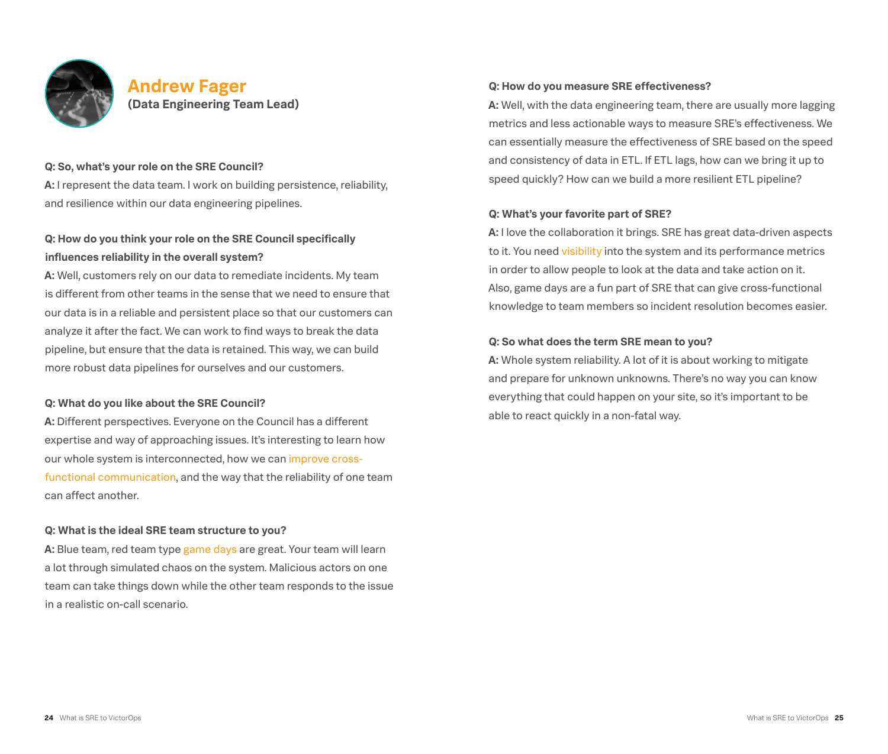## Andrew Fager

**(Data Engineering Team Lead)**

**Q: So, what's your role on the SRE Council?**

**A:** I represent the data team. I work on building persistence, reliability, and resilience within our data engineering pipelines.

**Q: How do you think your role on the SRE Council specifically influences reliability in the overall system?**

**A:** Well, customers rely on our data to remediate incidents. My team is different from other teams in the sense that we need to ensure that our data is in a reliable and persistent place so that our customers can analyze it after the fact. We can work to find ways to break the data pipeline, but ensure that the data is retained. This way, we can build more robust data pipelines for ourselves and our customers.

**Q: What do you like about the SRE Council?**

**A:** Different perspectives. Everyone on the Council has a different expertise and way of approaching issues. It's interesting to learn how our whole system is interconnected, how we can improve cross-functional communication, and the way that the reliability of one team can affect another.

**Q: What is the ideal SRE team structure to you?**

**A:** Blue team, red team type game days are great. Your team will learn a lot through simulated chaos on the system. Malicious actors on one team can take things down while the other team responds to the issue in a realistic on-call scenario.

**Q: How do you measure SRE effectiveness?**

**A:** Well, with the data engineering team, there are usually more lagging metrics and less actionable ways to measure SRE's effectiveness. We can essentially measure the effectiveness of SRE based on the speed and consistency of data in ETL. If ETL lags, how can we bring it up to speed quickly? How can we build a more resilient ETL pipeline?

**Q: What's your favorite part of SRE?**

**A:** I love the collaboration it brings. SRE has great data-driven aspects to it. You need visibility into the system and its performance metrics in order to allow people to look at the data and take action on it. Also, game days are a fun part of SRE that can give cross-functional knowledge to team members so incident resolution becomes easier.

**Q: So what does the term SRE mean to you?**

**A:** Whole system reliability. A lot of it is about working to mitigate and prepare for unknown unknowns. There's no way you can know everything that could happen on your site, so it's important to be able to react quickly in a non-fatal way.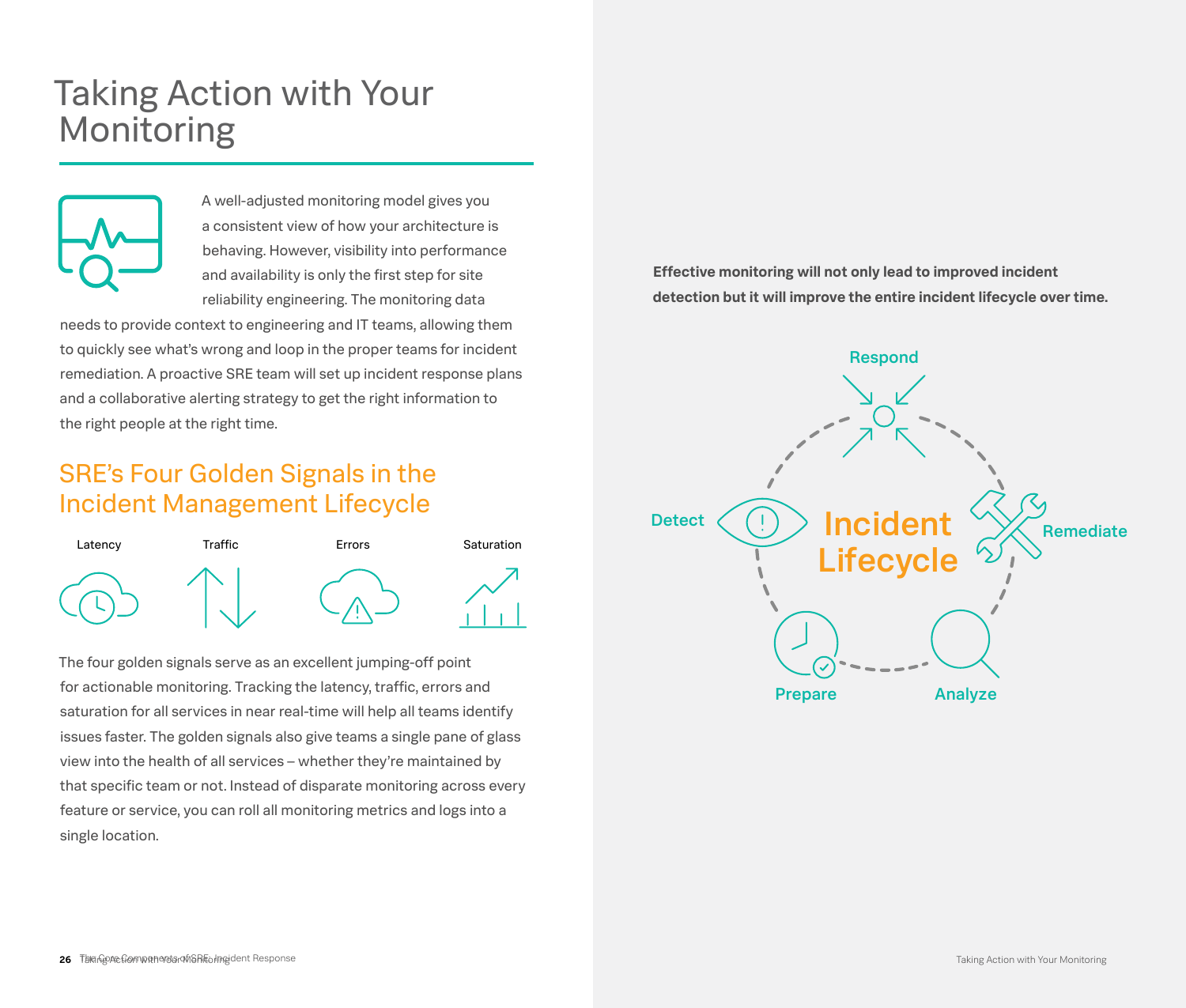# Taking Action with Your Monitoring

A well-adjusted monitoring model gives you a consistent view of how your architecture is behaving. However, visibility into performance and availability is only the first step for site reliability engineering. The monitoring data needs to provide context to engineering and IT teams, allowing them to quickly see what's wrong and loop in the proper teams for incident remediation. A proactive SRE team will set up incident response plans and a collaborative alerting strategy to get the right information to the right people at the right time.

## SRE's Four Golden Signals in the Incident Management Lifecycle

Latency | Traffic | Errors | Saturation

The four golden signals serve as an excellent jumping-off point for actionable monitoring. Tracking the latency, traffic, errors and saturation for all services in near real-time will help all teams identify issues faster. The golden signals also give teams a single pane of glass view into the health of all services – whether they're maintained by that specific team or not. Instead of disparate monitoring across every feature or service, you can roll all monitoring metrics and logs into a single location.

**Effective monitoring will not only lead to improved incident detection but it will improve the entire incident lifecycle over time.**

Incident Lifecycle: Respond, Remediate, Analyze, Prepare, Detect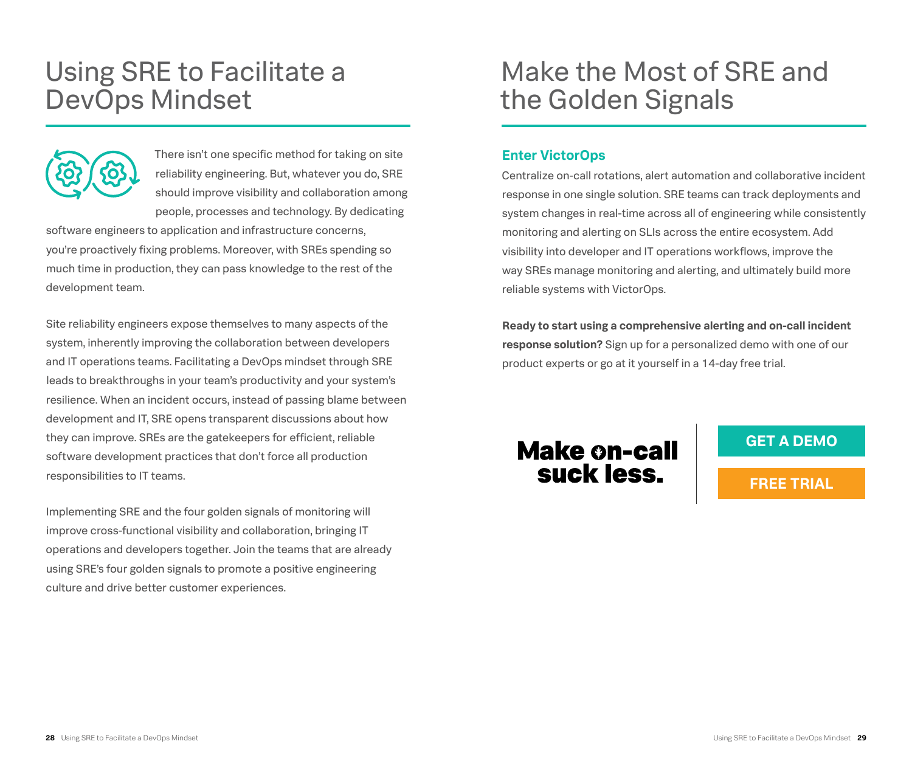# Using SRE to Facilitate a DevOps Mindset

There isn't one specific method for taking on site reliability engineering. But, whatever you do, SRE should improve visibility and collaboration among people, processes and technology. By dedicating software engineers to application and infrastructure concerns, you're proactively fixing problems. Moreover, with SREs spending so much time in production, they can pass knowledge to the rest of the development team.

Site reliability engineers expose themselves to many aspects of the system, inherently improving the collaboration between developers and IT operations teams. Facilitating a DevOps mindset through SRE leads to breakthroughs in your team's productivity and your system's resilience. When an incident occurs, instead of passing blame between development and IT, SRE opens transparent discussions about how they can improve. SREs are the gatekeepers for efficient, reliable software development practices that don't force all production responsibilities to IT teams.

Implementing SRE and the four golden signals of monitoring will improve cross-functional visibility and collaboration, bringing IT operations and developers together. Join the teams that are already using SRE's four golden signals to promote a positive engineering culture and drive better customer experiences.

# Make the Most of SRE and the Golden Signals

## Enter VictorOps

Centralize on-call rotations, alert automation and collaborative incident response in one single solution. SRE teams can track deployments and system changes in real-time across all of engineering while consistently monitoring and alerting on SLIs across the entire ecosystem. Add visibility into developer and IT operations workflows, improve the way SREs manage monitoring and alerting, and ultimately build more reliable systems with VictorOps.

**Ready to start using a comprehensive alerting and on-call incident response solution?** Sign up for a personalized demo with one of our product experts or go at it yourself in a 14-day free trial.

**Make on-call suck less.**

GET A DEMO

FREE TRIAL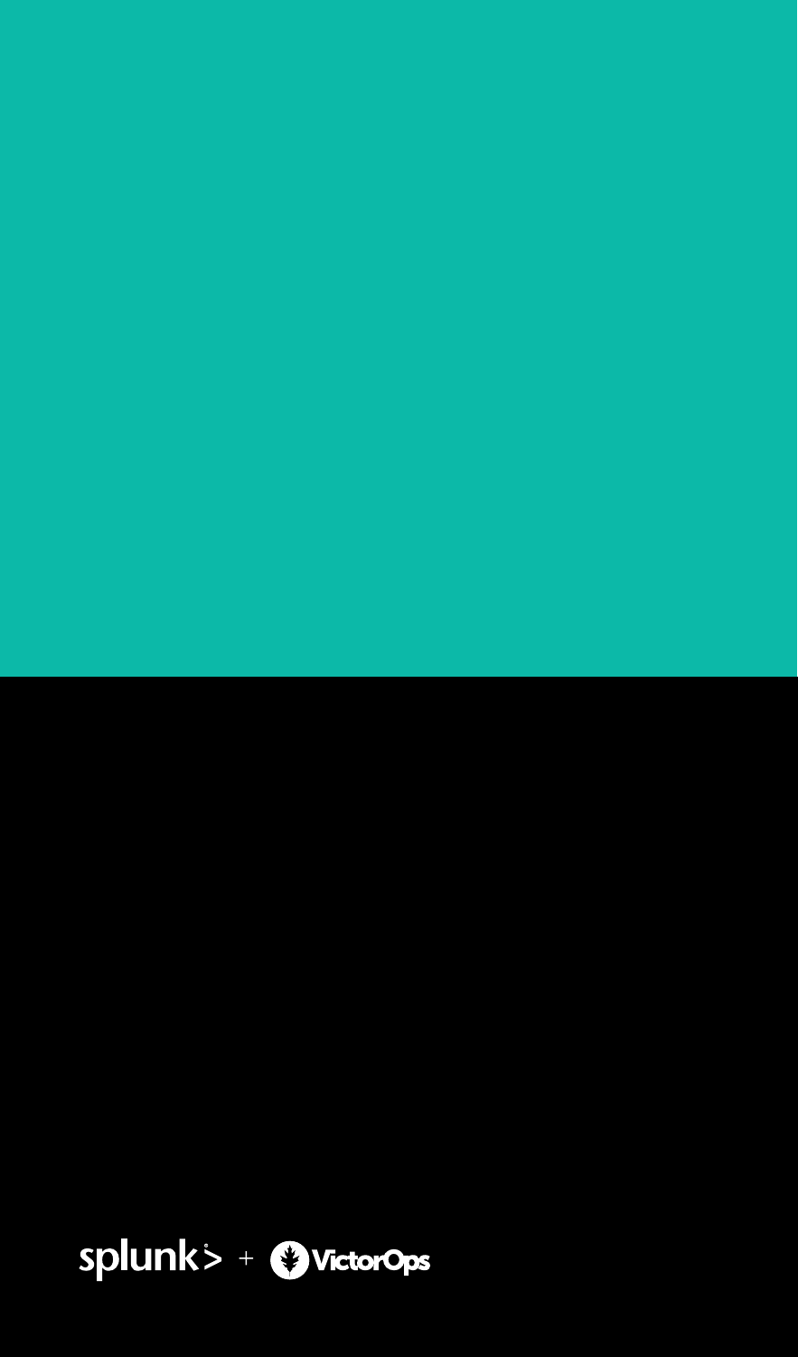splunk> + VictorOps